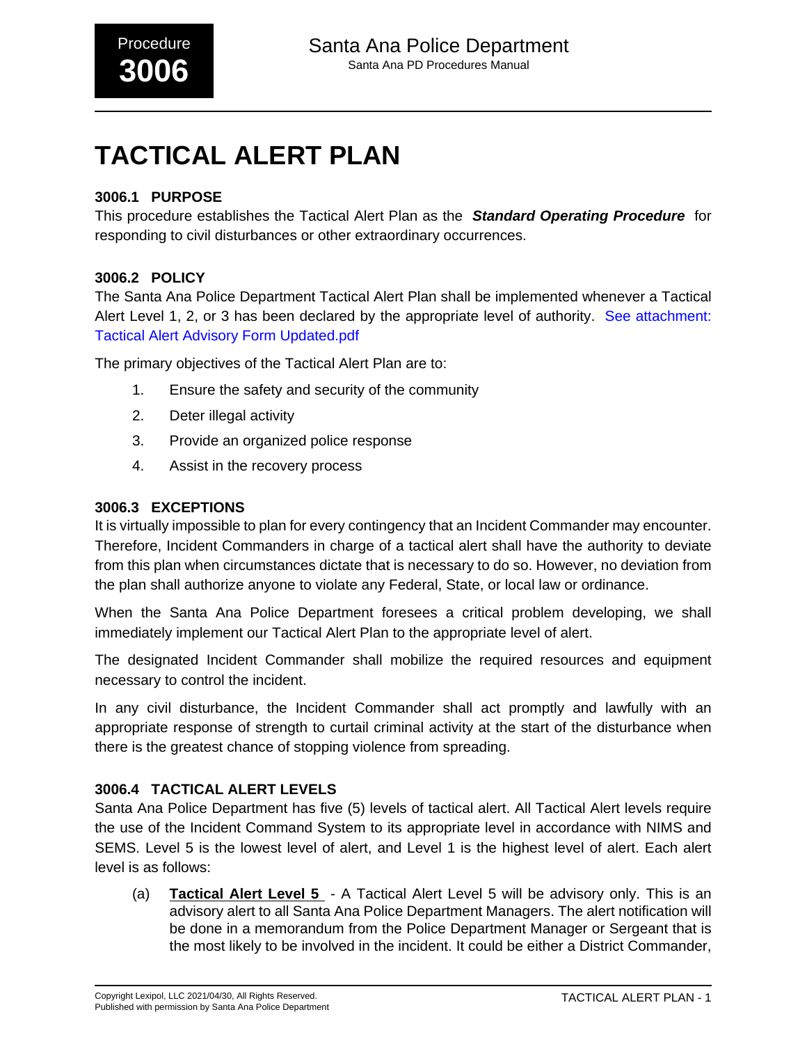Procedure **3006**

Santa Ana Police Department
Santa Ana PD Procedures Manual

# TACTICAL ALERT PLAN

### 3006.1 PURPOSE

This procedure establishes the Tactical Alert Plan as the ***Standard Operating Procedure*** for responding to civil disturbances or other extraordinary occurrences.

### 3006.2 POLICY

The Santa Ana Police Department Tactical Alert Plan shall be implemented whenever a Tactical Alert Level 1, 2, or 3 has been declared by the appropriate level of authority. See attachment: Tactical Alert Advisory Form Updated.pdf

The primary objectives of the Tactical Alert Plan are to:

1. Ensure the safety and security of the community
2. Deter illegal activity
3. Provide an organized police response
4. Assist in the recovery process

### 3006.3 EXCEPTIONS

It is virtually impossible to plan for every contingency that an Incident Commander may encounter. Therefore, Incident Commanders in charge of a tactical alert shall have the authority to deviate from this plan when circumstances dictate that is necessary to do so. However, no deviation from the plan shall authorize anyone to violate any Federal, State, or local law or ordinance.

When the Santa Ana Police Department foresees a critical problem developing, we shall immediately implement our Tactical Alert Plan to the appropriate level of alert.

The designated Incident Commander shall mobilize the required resources and equipment necessary to control the incident.

In any civil disturbance, the Incident Commander shall act promptly and lawfully with an appropriate response of strength to curtail criminal activity at the start of the disturbance when there is the greatest chance of stopping violence from spreading.

### 3006.4 TACTICAL ALERT LEVELS

Santa Ana Police Department has five (5) levels of tactical alert. All Tactical Alert levels require the use of the Incident Command System to its appropriate level in accordance with NIMS and SEMS. Level 5 is the lowest level of alert, and Level 1 is the highest level of alert. Each alert level is as follows:

(a) **Tactical Alert Level 5** - A Tactical Alert Level 5 will be advisory only. This is an advisory alert to all Santa Ana Police Department Managers. The alert notification will be done in a memorandum from the Police Department Manager or Sergeant that is the most likely to be involved in the incident. It could be either a District Commander,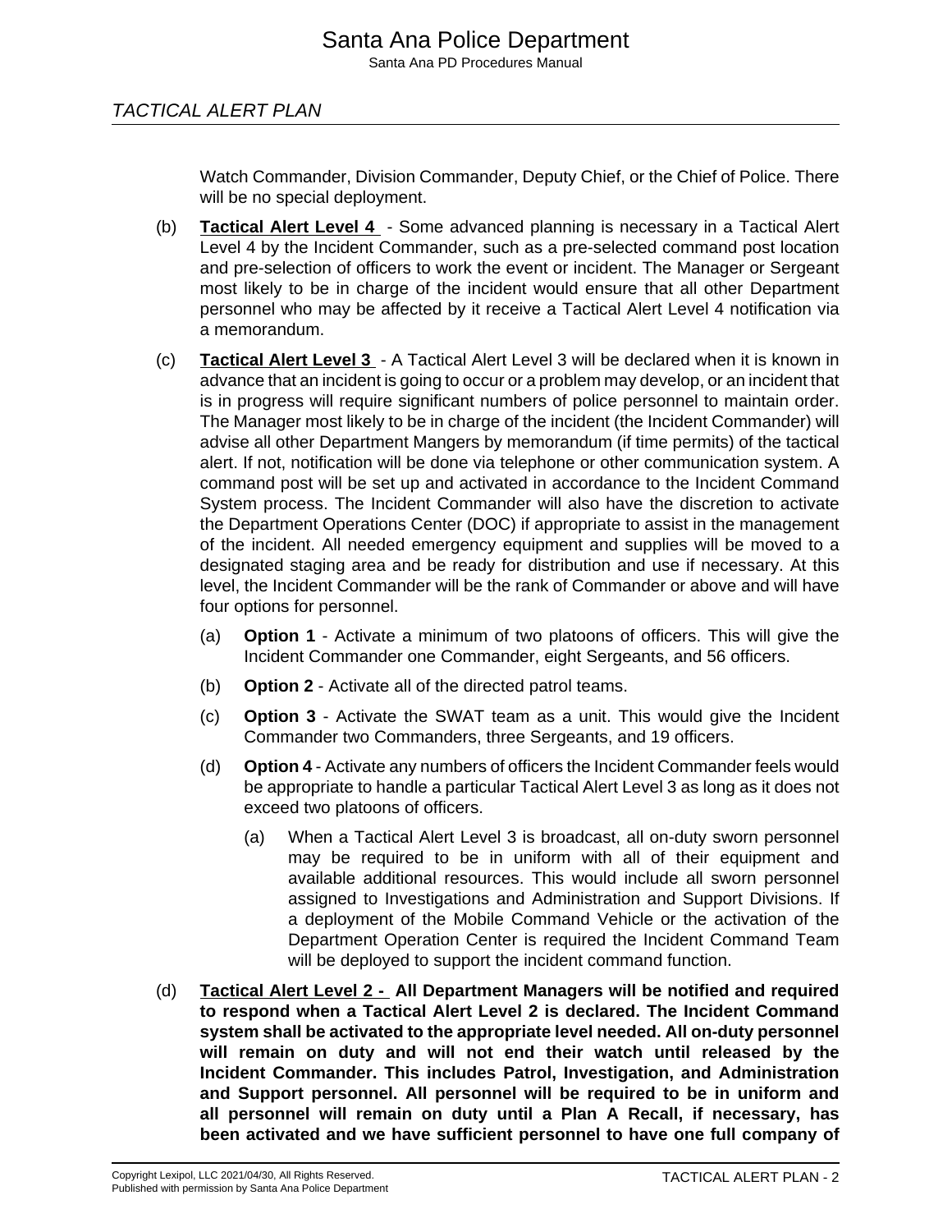Watch Commander, Division Commander, Deputy Chief, or the Chief of Police. There will be no special deployment.

(b) **Tactical Alert Level 4** - Some advanced planning is necessary in a Tactical Alert Level 4 by the Incident Commander, such as a pre-selected command post location and pre-selection of officers to work the event or incident. The Manager or Sergeant most likely to be in charge of the incident would ensure that all other Department personnel who may be affected by it receive a Tactical Alert Level 4 notification via a memorandum.

(c) **Tactical Alert Level 3** - A Tactical Alert Level 3 will be declared when it is known in advance that an incident is going to occur or a problem may develop, or an incident that is in progress will require significant numbers of police personnel to maintain order. The Manager most likely to be in charge of the incident (the Incident Commander) will advise all other Department Mangers by memorandum (if time permits) of the tactical alert. If not, notification will be done via telephone or other communication system. A command post will be set up and activated in accordance to the Incident Command System process. The Incident Commander will also have the discretion to activate the Department Operations Center (DOC) if appropriate to assist in the management of the incident. All needed emergency equipment and supplies will be moved to a designated staging area and be ready for distribution and use if necessary. At this level, the Incident Commander will be the rank of Commander or above and will have four options for personnel.

  (a) **Option 1** - Activate a minimum of two platoons of officers. This will give the Incident Commander one Commander, eight Sergeants, and 56 officers.

  (b) **Option 2** - Activate all of the directed patrol teams.

  (c) **Option 3** - Activate the SWAT team as a unit. This would give the Incident Commander two Commanders, three Sergeants, and 19 officers.

  (d) **Option 4** - Activate any numbers of officers the Incident Commander feels would be appropriate to handle a particular Tactical Alert Level 3 as long as it does not exceed two platoons of officers.

    (a) When a Tactical Alert Level 3 is broadcast, all on-duty sworn personnel may be required to be in uniform with all of their equipment and available additional resources. This would include all sworn personnel assigned to Investigations and Administration and Support Divisions. If a deployment of the Mobile Command Vehicle or the activation of the Department Operation Center is required the Incident Command Team will be deployed to support the incident command function.

(d) **Tactical Alert Level 2 - All Department Managers will be notified and required to respond when a Tactical Alert Level 2 is declared. The Incident Command system shall be activated to the appropriate level needed. All on-duty personnel will remain on duty and will not end their watch until released by the Incident Commander. This includes Patrol, Investigation, and Administration and Support personnel. All personnel will be required to be in uniform and all personnel will remain on duty until a Plan A Recall, if necessary, has been activated and we have sufficient personnel to have one full company of**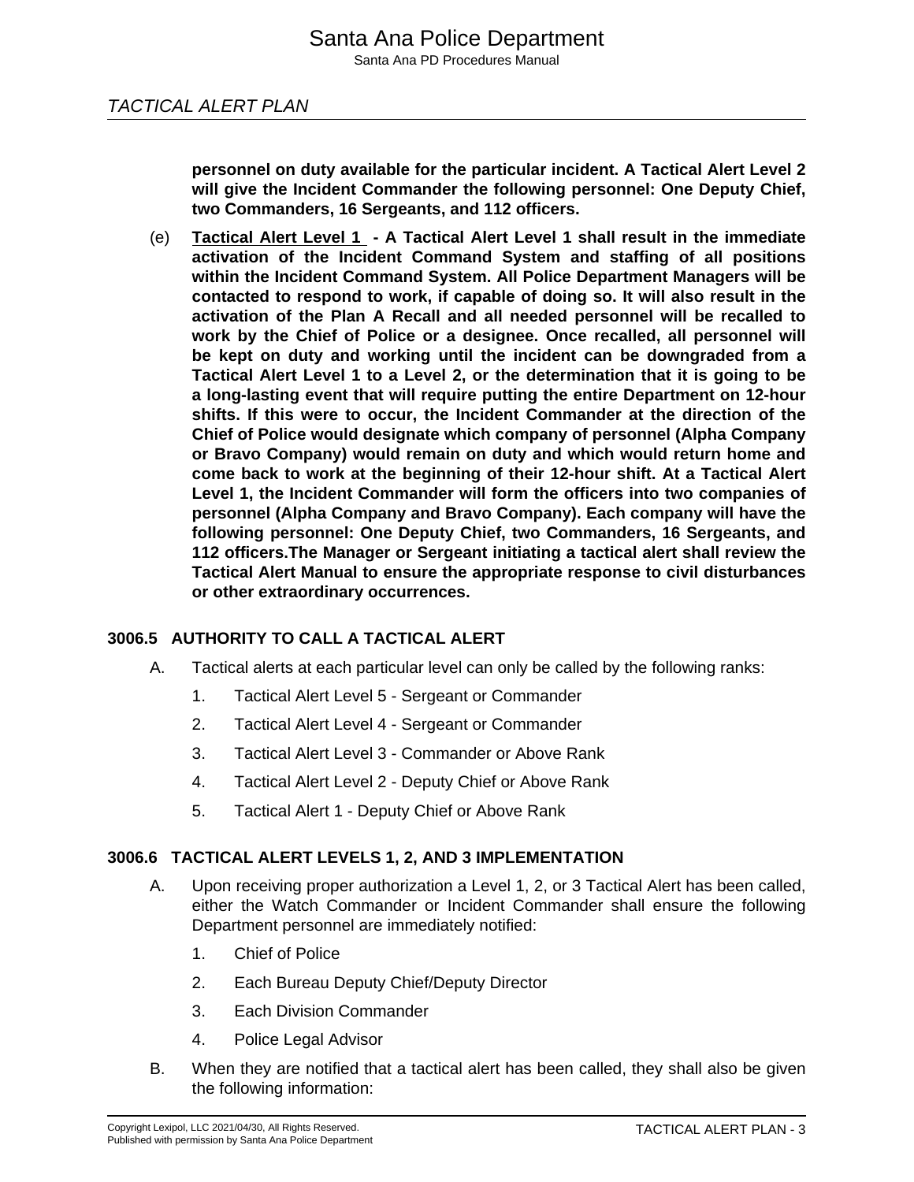**personnel on duty available for the particular incident. A Tactical Alert Level 2 will give the Incident Commander the following personnel: One Deputy Chief, two Commanders, 16 Sergeants, and 112 officers.**

(e) **Tactical Alert Level 1 - A Tactical Alert Level 1 shall result in the immediate activation of the Incident Command System and staffing of all positions within the Incident Command System. All Police Department Managers will be contacted to respond to work, if capable of doing so. It will also result in the activation of the Plan A Recall and all needed personnel will be recalled to work by the Chief of Police or a designee. Once recalled, all personnel will be kept on duty and working until the incident can be downgraded from a Tactical Alert Level 1 to a Level 2, or the determination that it is going to be a long-lasting event that will require putting the entire Department on 12-hour shifts. If this were to occur, the Incident Commander at the direction of the Chief of Police would designate which company of personnel (Alpha Company or Bravo Company) would remain on duty and which would return home and come back to work at the beginning of their 12-hour shift. At a Tactical Alert Level 1, the Incident Commander will form the officers into two companies of personnel (Alpha Company and Bravo Company). Each company will have the following personnel: One Deputy Chief, two Commanders, 16 Sergeants, and 112 officers.The Manager or Sergeant initiating a tactical alert shall review the Tactical Alert Manual to ensure the appropriate response to civil disturbances or other extraordinary occurrences.**

### 3006.5 AUTHORITY TO CALL A TACTICAL ALERT

A. Tactical alerts at each particular level can only be called by the following ranks:

1. Tactical Alert Level 5 - Sergeant or Commander
2. Tactical Alert Level 4 - Sergeant or Commander
3. Tactical Alert Level 3 - Commander or Above Rank
4. Tactical Alert Level 2 - Deputy Chief or Above Rank
5. Tactical Alert 1 - Deputy Chief or Above Rank

### 3006.6 TACTICAL ALERT LEVELS 1, 2, AND 3 IMPLEMENTATION

A. Upon receiving proper authorization a Level 1, 2, or 3 Tactical Alert has been called, either the Watch Commander or Incident Commander shall ensure the following Department personnel are immediately notified:

1. Chief of Police
2. Each Bureau Deputy Chief/Deputy Director
3. Each Division Commander
4. Police Legal Advisor

B. When they are notified that a tactical alert has been called, they shall also be given the following information: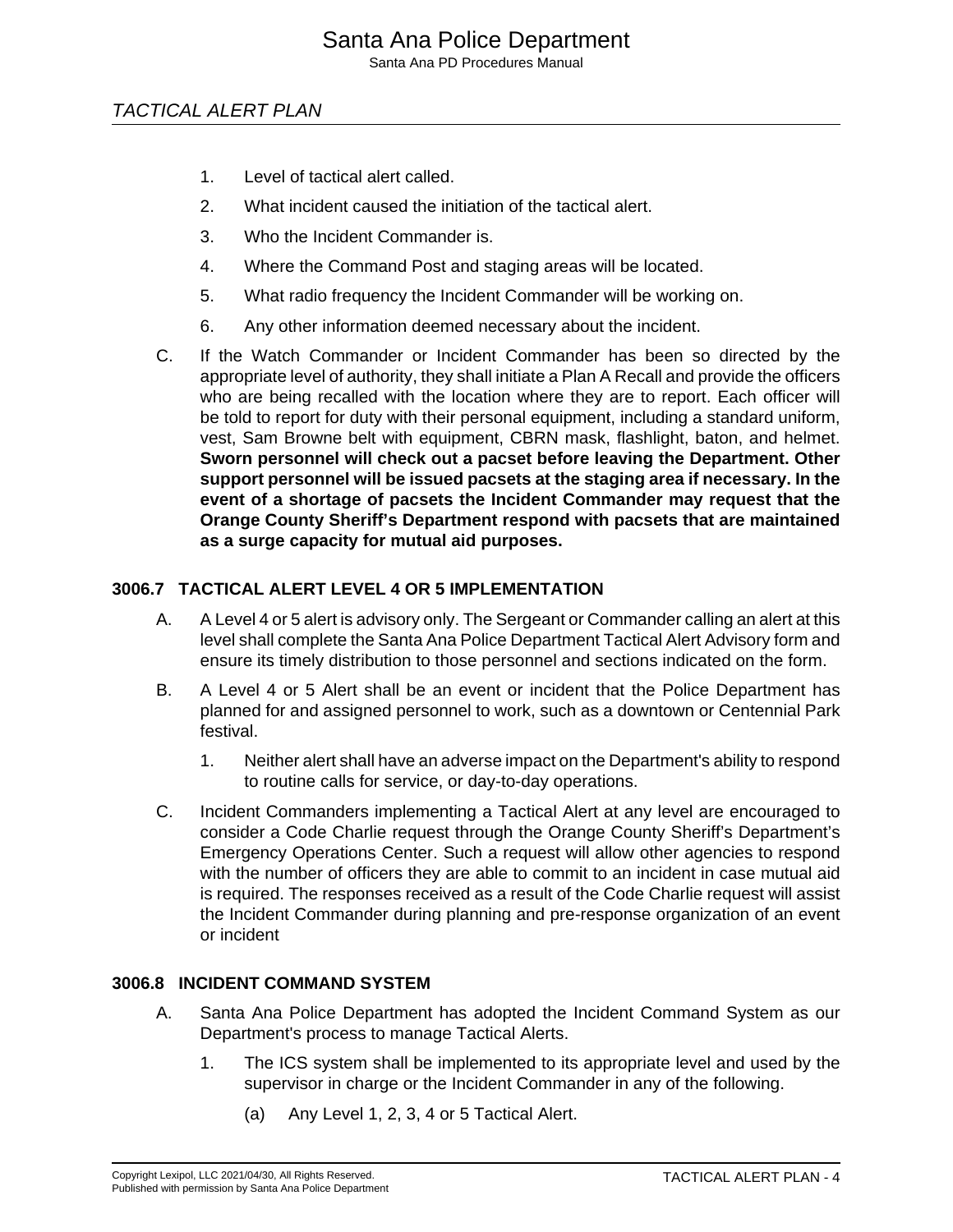1. Level of tactical alert called.
2. What incident caused the initiation of the tactical alert.
3. Who the Incident Commander is.
4. Where the Command Post and staging areas will be located.
5. What radio frequency the Incident Commander will be working on.
6. Any other information deemed necessary about the incident.

C. If the Watch Commander or Incident Commander has been so directed by the appropriate level of authority, they shall initiate a Plan A Recall and provide the officers who are being recalled with the location where they are to report. Each officer will be told to report for duty with their personal equipment, including a standard uniform, vest, Sam Browne belt with equipment, CBRN mask, flashlight, baton, and helmet. **Sworn personnel will check out a pacset before leaving the Department. Other support personnel will be issued pacsets at the staging area if necessary. In the event of a shortage of pacsets the Incident Commander may request that the Orange County Sheriff's Department respond with pacsets that are maintained as a surge capacity for mutual aid purposes.**

### 3006.7 TACTICAL ALERT LEVEL 4 OR 5 IMPLEMENTATION

A. A Level 4 or 5 alert is advisory only. The Sergeant or Commander calling an alert at this level shall complete the Santa Ana Police Department Tactical Alert Advisory form and ensure its timely distribution to those personnel and sections indicated on the form.

B. A Level 4 or 5 Alert shall be an event or incident that the Police Department has planned for and assigned personnel to work, such as a downtown or Centennial Park festival.

1. Neither alert shall have an adverse impact on the Department's ability to respond to routine calls for service, or day-to-day operations.

C. Incident Commanders implementing a Tactical Alert at any level are encouraged to consider a Code Charlie request through the Orange County Sheriff's Department's Emergency Operations Center. Such a request will allow other agencies to respond with the number of officers they are able to commit to an incident in case mutual aid is required. The responses received as a result of the Code Charlie request will assist the Incident Commander during planning and pre-response organization of an event or incident

### 3006.8 INCIDENT COMMAND SYSTEM

A. Santa Ana Police Department has adopted the Incident Command System as our Department's process to manage Tactical Alerts.

1. The ICS system shall be implemented to its appropriate level and used by the supervisor in charge or the Incident Commander in any of the following.

   (a) Any Level 1, 2, 3, 4 or 5 Tactical Alert.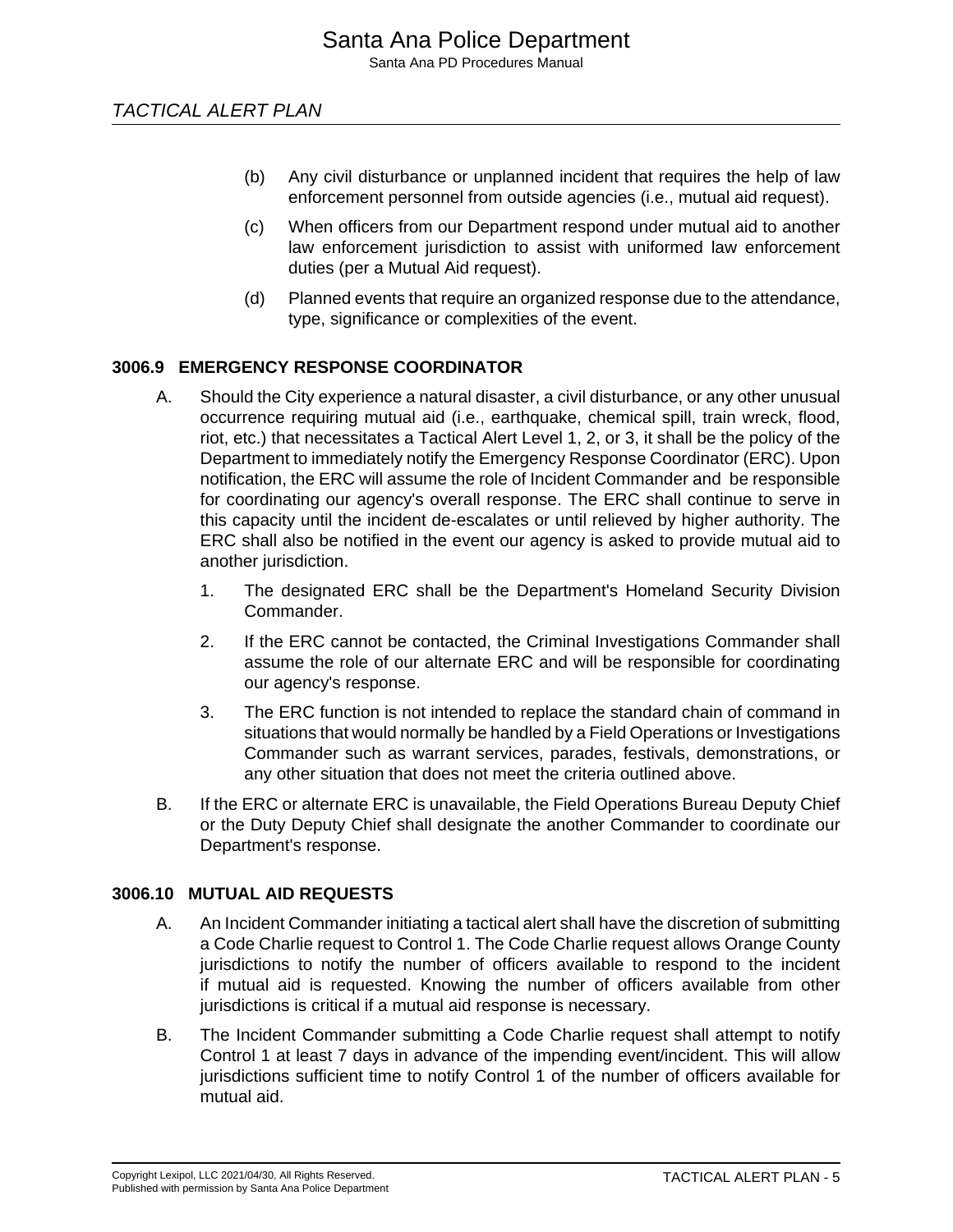(b) Any civil disturbance or unplanned incident that requires the help of law enforcement personnel from outside agencies (i.e., mutual aid request).

(c) When officers from our Department respond under mutual aid to another law enforcement jurisdiction to assist with uniformed law enforcement duties (per a Mutual Aid request).

(d) Planned events that require an organized response due to the attendance, type, significance or complexities of the event.

### 3006.9 EMERGENCY RESPONSE COORDINATOR

A. Should the City experience a natural disaster, a civil disturbance, or any other unusual occurrence requiring mutual aid (i.e., earthquake, chemical spill, train wreck, flood, riot, etc.) that necessitates a Tactical Alert Level 1, 2, or 3, it shall be the policy of the Department to immediately notify the Emergency Response Coordinator (ERC). Upon notification, the ERC will assume the role of Incident Commander and be responsible for coordinating our agency's overall response. The ERC shall continue to serve in this capacity until the incident de-escalates or until relieved by higher authority. The ERC shall also be notified in the event our agency is asked to provide mutual aid to another jurisdiction.

1. The designated ERC shall be the Department's Homeland Security Division Commander.
2. If the ERC cannot be contacted, the Criminal Investigations Commander shall assume the role of our alternate ERC and will be responsible for coordinating our agency's response.
3. The ERC function is not intended to replace the standard chain of command in situations that would normally be handled by a Field Operations or Investigations Commander such as warrant services, parades, festivals, demonstrations, or any other situation that does not meet the criteria outlined above.

B. If the ERC or alternate ERC is unavailable, the Field Operations Bureau Deputy Chief or the Duty Deputy Chief shall designate the another Commander to coordinate our Department's response.

### 3006.10 MUTUAL AID REQUESTS

A. An Incident Commander initiating a tactical alert shall have the discretion of submitting a Code Charlie request to Control 1. The Code Charlie request allows Orange County jurisdictions to notify the number of officers available to respond to the incident if mutual aid is requested. Knowing the number of officers available from other jurisdictions is critical if a mutual aid response is necessary.

B. The Incident Commander submitting a Code Charlie request shall attempt to notify Control 1 at least 7 days in advance of the impending event/incident. This will allow jurisdictions sufficient time to notify Control 1 of the number of officers available for mutual aid.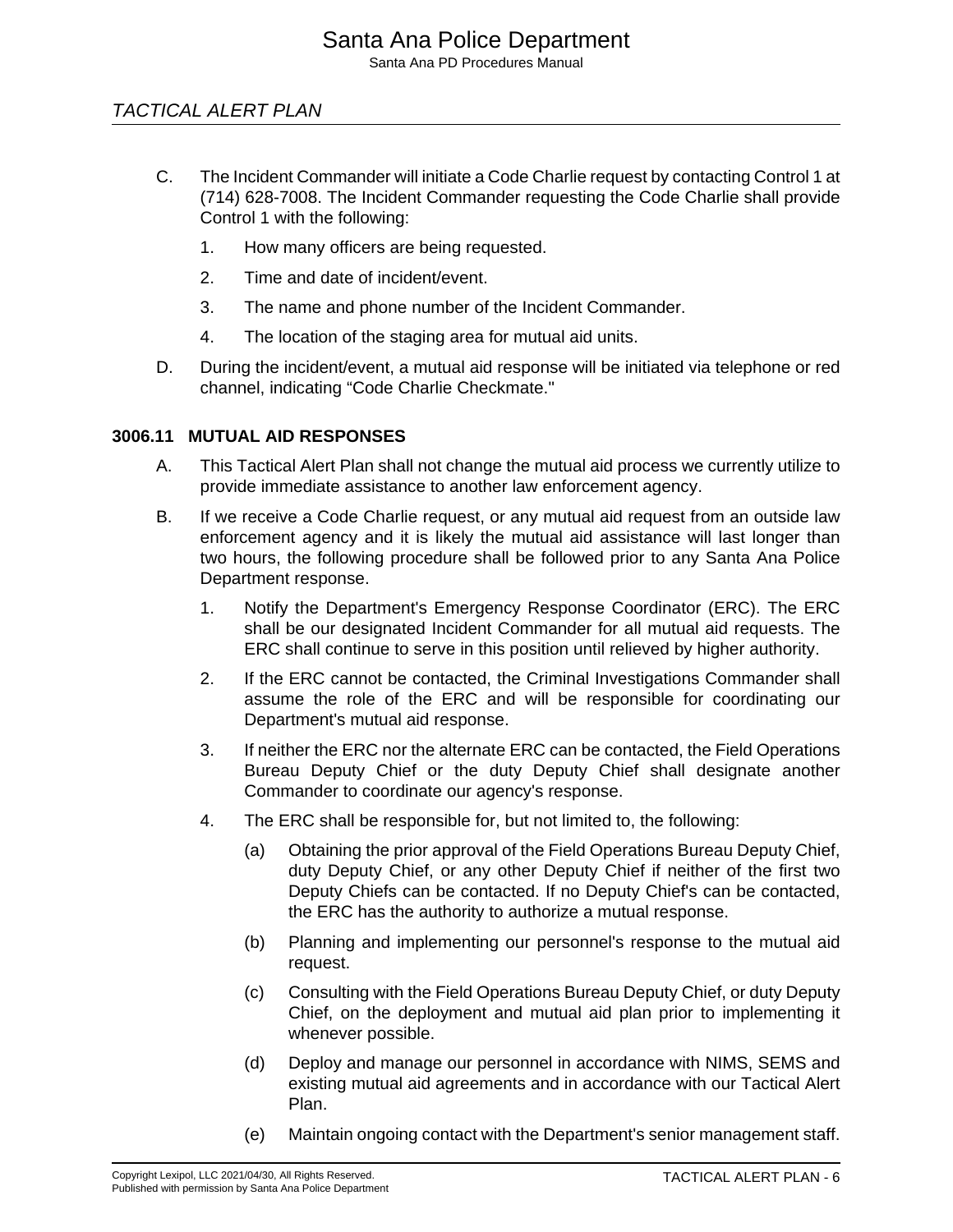C. The Incident Commander will initiate a Code Charlie request by contacting Control 1 at (714) 628-7008. The Incident Commander requesting the Code Charlie shall provide Control 1 with the following:

1. How many officers are being requested.

2. Time and date of incident/event.

3. The name and phone number of the Incident Commander.

4. The location of the staging area for mutual aid units.

D. During the incident/event, a mutual aid response will be initiated via telephone or red channel, indicating "Code Charlie Checkmate."

### 3006.11 MUTUAL AID RESPONSES

A. This Tactical Alert Plan shall not change the mutual aid process we currently utilize to provide immediate assistance to another law enforcement agency.

B. If we receive a Code Charlie request, or any mutual aid request from an outside law enforcement agency and it is likely the mutual aid assistance will last longer than two hours, the following procedure shall be followed prior to any Santa Ana Police Department response.

1. Notify the Department's Emergency Response Coordinator (ERC). The ERC shall be our designated Incident Commander for all mutual aid requests. The ERC shall continue to serve in this position until relieved by higher authority.

2. If the ERC cannot be contacted, the Criminal Investigations Commander shall assume the role of the ERC and will be responsible for coordinating our Department's mutual aid response.

3. If neither the ERC nor the alternate ERC can be contacted, the Field Operations Bureau Deputy Chief or the duty Deputy Chief shall designate another Commander to coordinate our agency's response.

4. The ERC shall be responsible for, but not limited to, the following:

   (a) Obtaining the prior approval of the Field Operations Bureau Deputy Chief, duty Deputy Chief, or any other Deputy Chief if neither of the first two Deputy Chiefs can be contacted. If no Deputy Chief's can be contacted, the ERC has the authority to authorize a mutual response.

   (b) Planning and implementing our personnel's response to the mutual aid request.

   (c) Consulting with the Field Operations Bureau Deputy Chief, or duty Deputy Chief, on the deployment and mutual aid plan prior to implementing it whenever possible.

   (d) Deploy and manage our personnel in accordance with NIMS, SEMS and existing mutual aid agreements and in accordance with our Tactical Alert Plan.

   (e) Maintain ongoing contact with the Department's senior management staff.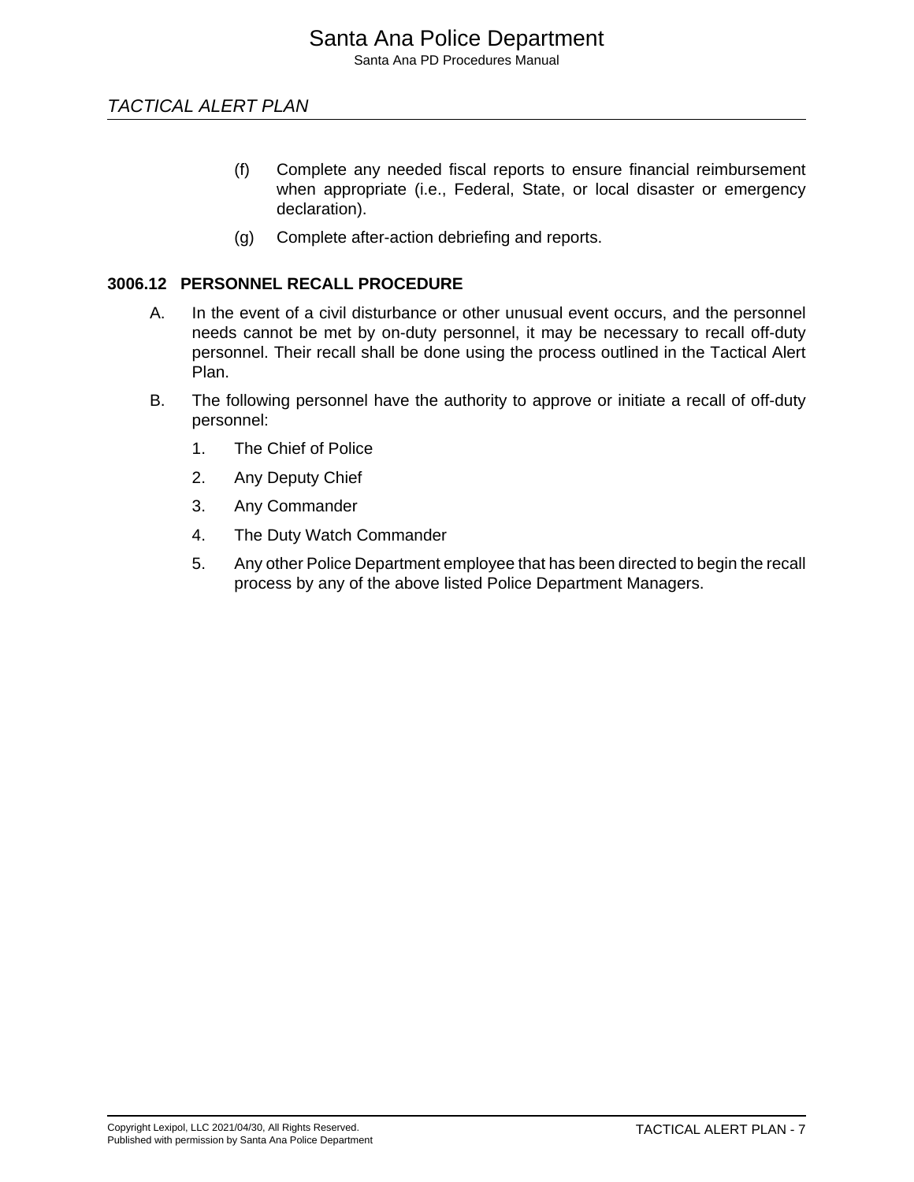(f) Complete any needed fiscal reports to ensure financial reimbursement when appropriate (i.e., Federal, State, or local disaster or emergency declaration).

(g) Complete after-action debriefing and reports.

### 3006.12 PERSONNEL RECALL PROCEDURE

A. In the event of a civil disturbance or other unusual event occurs, and the personnel needs cannot be met by on-duty personnel, it may be necessary to recall off-duty personnel. Their recall shall be done using the process outlined in the Tactical Alert Plan.

B. The following personnel have the authority to approve or initiate a recall of off-duty personnel:

1. The Chief of Police
2. Any Deputy Chief
3. Any Commander
4. The Duty Watch Commander
5. Any other Police Department employee that has been directed to begin the recall process by any of the above listed Police Department Managers.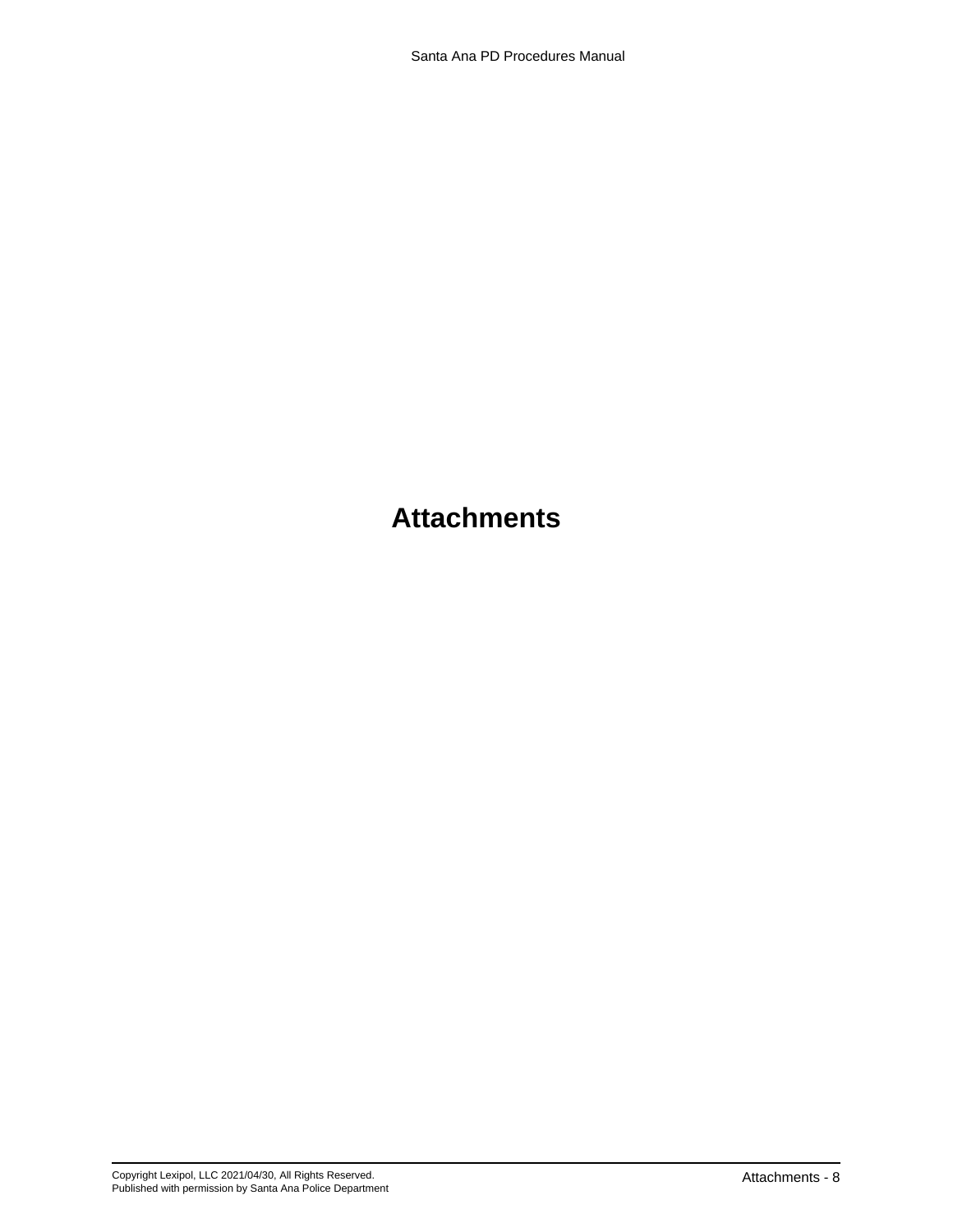# Attachments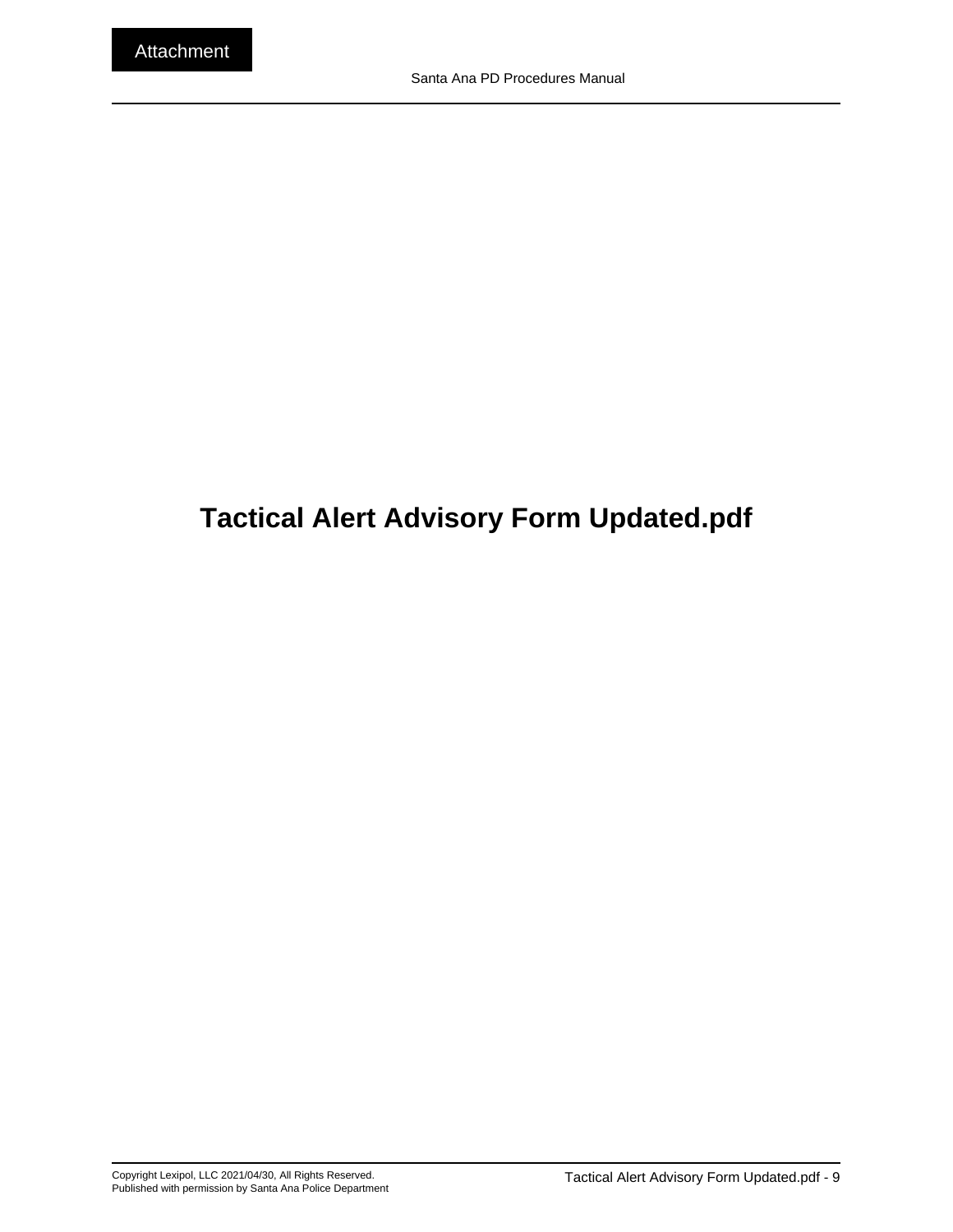Attachment

# Tactical Alert Advisory Form Updated.pdf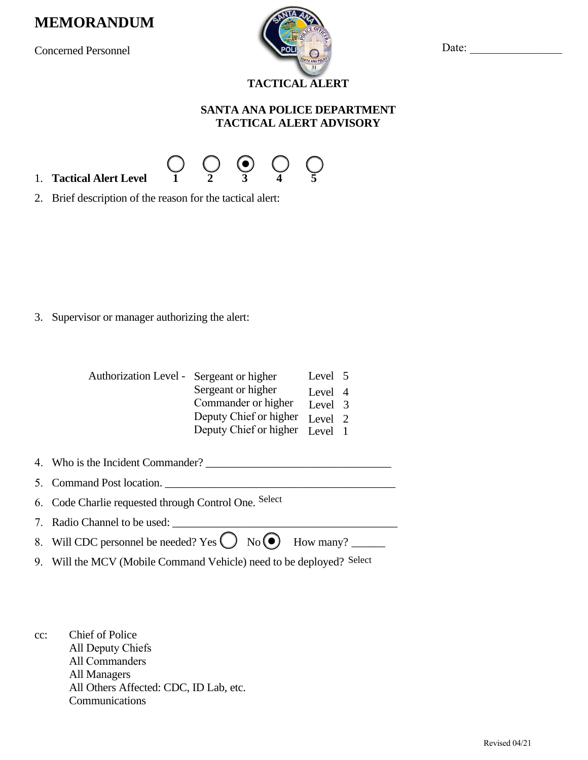# MEMORANDUM

Concerned Personnel

Date: ________________

**TACTICAL ALERT**

**SANTA ANA POLICE DEPARTMENT**
**TACTICAL ALERT ADVISORY**

1. **Tactical Alert Level** ○ **1** ○ **2** ◉ **3** ○ **4** ○ **5**
2. Brief description of the reason for the tactical alert:

3. Supervisor or manager authorizing the alert:

| | | |
|---|---|---|
| Authorization Level - | Sergeant or higher | Level 5 |
| | Sergeant or higher | Level 4 |
| | Commander or higher | Level 3 |
| | Deputy Chief or higher | Level 2 |
| | Deputy Chief or higher | Level 1 |

4. Who is the Incident Commander? _______________________________
5. Command Post location. _______________________________________
6. Code Charlie requested through Control One. Select
7. Radio Channel to be used: ______________________________________
8. Will CDC personnel be needed? Yes ○ No ◉ How many? ______
9. Will the MCV (Mobile Command Vehicle) need to be deployed? Select

cc: Chief of Police
All Deputy Chiefs
All Commanders
All Managers
All Others Affected: CDC, ID Lab, etc.
Communications

Revised 04/21